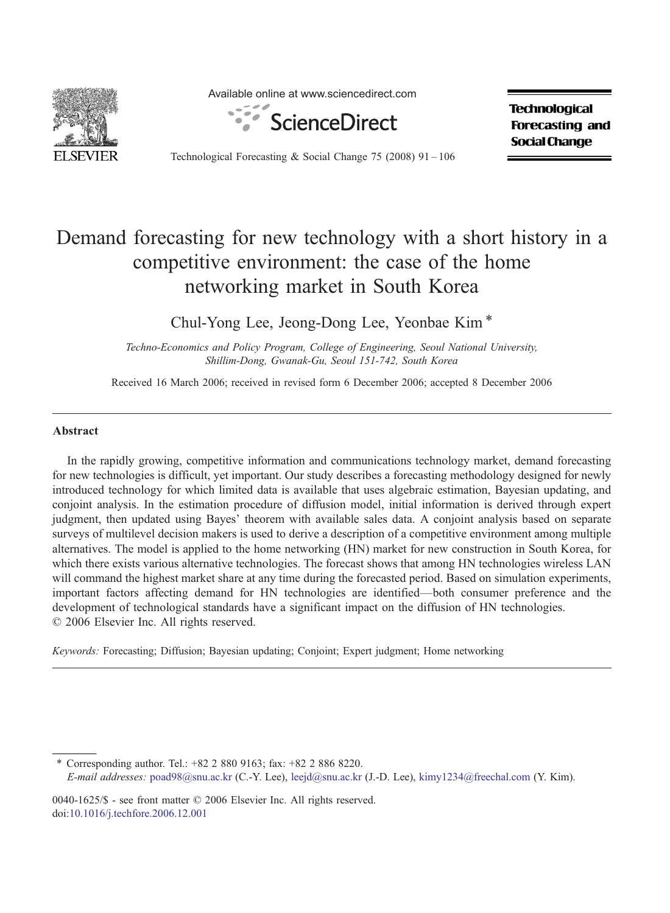# Demand forecasting for new technology with a short history in a competitive environment: the case of the home networking market in South Korea

Chul-Yong Lee, Jeong-Dong Lee, Yeonbae Kim *

*Techno-Economics and Policy Program, College of Engineering, Seoul National University, Shillim-Dong, Gwanak-Gu, Seoul 151-742, South Korea*

Received 16 March 2006; received in revised form 6 December 2006; accepted 8 December 2006

## Abstract

In the rapidly growing, competitive information and communications technology market, demand forecasting for new technologies is difficult, yet important. Our study describes a forecasting methodology designed for newly introduced technology for which limited data is available that uses algebraic estimation, Bayesian updating, and conjoint analysis. In the estimation procedure of diffusion model, initial information is derived through expert judgment, then updated using Bayes' theorem with available sales data. A conjoint analysis based on separate surveys of multilevel decision makers is used to derive a description of a competitive environment among multiple alternatives. The model is applied to the home networking (HN) market for new construction in South Korea, for which there exists various alternative technologies. The forecast shows that among HN technologies wireless LAN will command the highest market share at any time during the forecasted period. Based on simulation experiments, important factors affecting demand for HN technologies are identified—both consumer preference and the development of technological standards have a significant impact on the diffusion of HN technologies.
© 2006 Elsevier Inc. All rights reserved.

*Keywords:* Forecasting; Diffusion; Bayesian updating; Conjoint; Expert judgment; Home networking

---

\* Corresponding author. Tel.: +82 2 880 9163; fax: +82 2 886 8220.
*E-mail addresses:* poad98@snu.ac.kr (C.-Y. Lee), leejd@snu.ac.kr (J.-D. Lee), kimy1234@freechal.com (Y. Kim).

0040-1625/$ - see front matter © 2006 Elsevier Inc. All rights reserved.
doi:10.1016/j.techfore.2006.12.001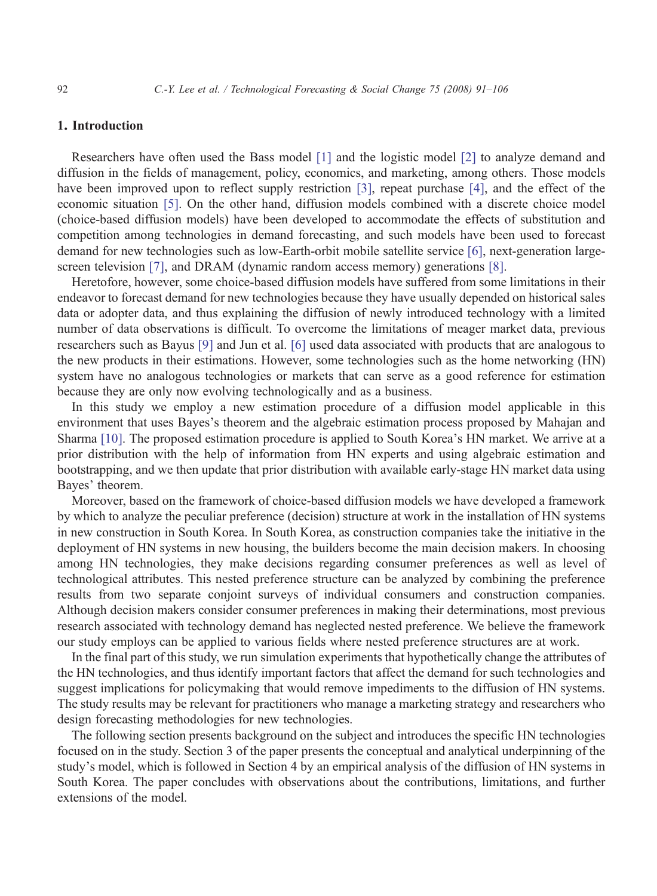## 1. Introduction

Researchers have often used the Bass model [1] and the logistic model [2] to analyze demand and diffusion in the fields of management, policy, economics, and marketing, among others. Those models have been improved upon to reflect supply restriction [3], repeat purchase [4], and the effect of the economic situation [5]. On the other hand, diffusion models combined with a discrete choice model (choice-based diffusion models) have been developed to accommodate the effects of substitution and competition among technologies in demand forecasting, and such models have been used to forecast demand for new technologies such as low-Earth-orbit mobile satellite service [6], next-generation large-screen television [7], and DRAM (dynamic random access memory) generations [8].

Heretofore, however, some choice-based diffusion models have suffered from some limitations in their endeavor to forecast demand for new technologies because they have usually depended on historical sales data or adopter data, and thus explaining the diffusion of newly introduced technology with a limited number of data observations is difficult. To overcome the limitations of meager market data, previous researchers such as Bayus [9] and Jun et al. [6] used data associated with products that are analogous to the new products in their estimations. However, some technologies such as the home networking (HN) system have no analogous technologies or markets that can serve as a good reference for estimation because they are only now evolving technologically and as a business.

In this study we employ a new estimation procedure of a diffusion model applicable in this environment that uses Bayes's theorem and the algebraic estimation process proposed by Mahajan and Sharma [10]. The proposed estimation procedure is applied to South Korea's HN market. We arrive at a prior distribution with the help of information from HN experts and using algebraic estimation and bootstrapping, and we then update that prior distribution with available early-stage HN market data using Bayes' theorem.

Moreover, based on the framework of choice-based diffusion models we have developed a framework by which to analyze the peculiar preference (decision) structure at work in the installation of HN systems in new construction in South Korea. In South Korea, as construction companies take the initiative in the deployment of HN systems in new housing, the builders become the main decision makers. In choosing among HN technologies, they make decisions regarding consumer preferences as well as level of technological attributes. This nested preference structure can be analyzed by combining the preference results from two separate conjoint surveys of individual consumers and construction companies. Although decision makers consider consumer preferences in making their determinations, most previous research associated with technology demand has neglected nested preference. We believe the framework our study employs can be applied to various fields where nested preference structures are at work.

In the final part of this study, we run simulation experiments that hypothetically change the attributes of the HN technologies, and thus identify important factors that affect the demand for such technologies and suggest implications for policymaking that would remove impediments to the diffusion of HN systems. The study results may be relevant for practitioners who manage a marketing strategy and researchers who design forecasting methodologies for new technologies.

The following section presents background on the subject and introduces the specific HN technologies focused on in the study. Section 3 of the paper presents the conceptual and analytical underpinning of the study's model, which is followed in Section 4 by an empirical analysis of the diffusion of HN systems in South Korea. The paper concludes with observations about the contributions, limitations, and further extensions of the model.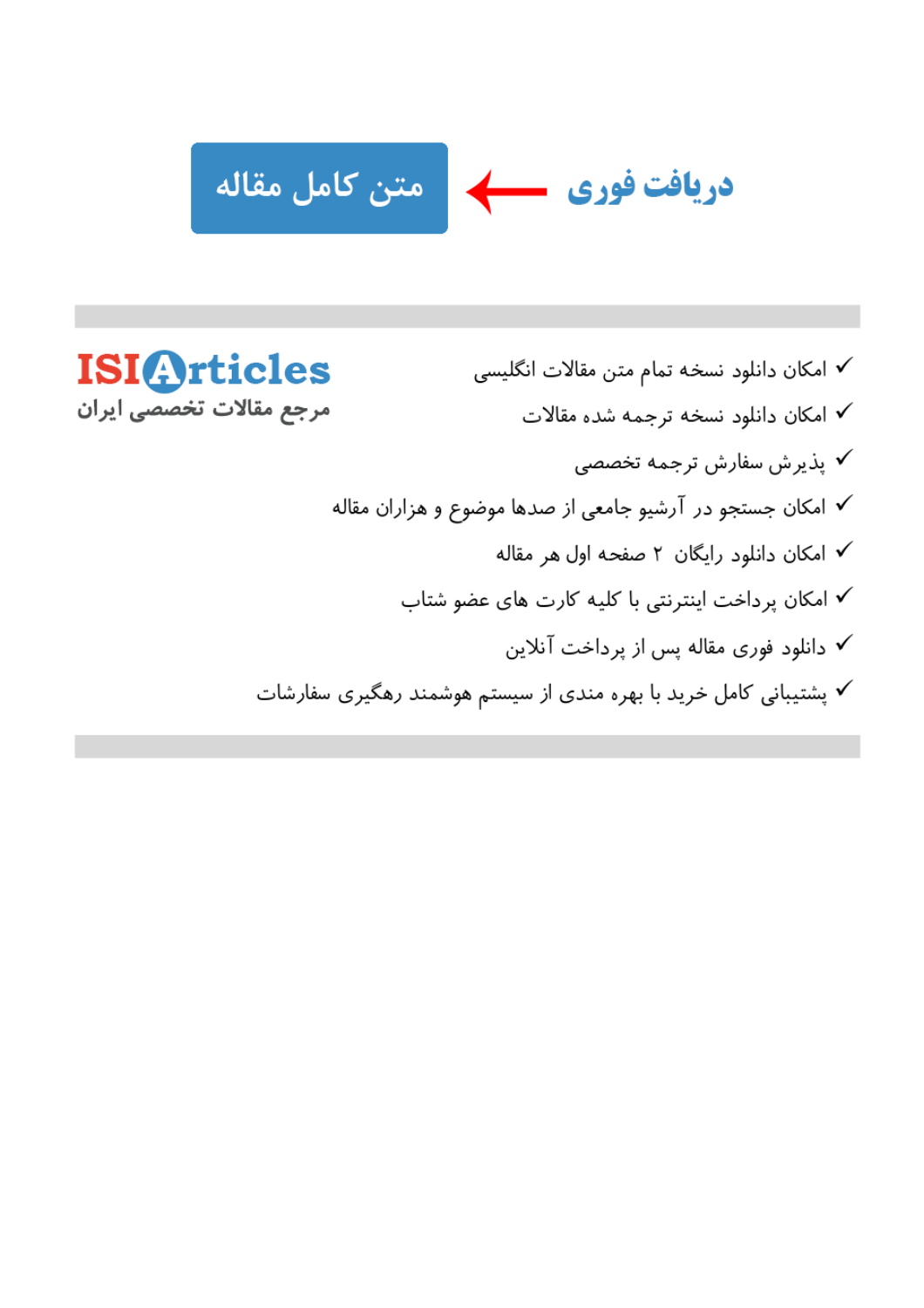دریافت فوری ← متن کامل مقاله

**ISIArticles**
مرجع مقالات تخصصی ایران

- ✓ امکان دانلود نسخه تمام متن مقالات انگلیسی
- ✓ امکان دانلود نسخه ترجمه شده مقالات
- ✓ پذیرش سفارش ترجمه تخصصی
- ✓ امکان جستجو در آرشیو جامعی از صدها موضوع و هزاران مقاله
- ✓ امکان دانلود رایگان ۲ صفحه اول هر مقاله
- ✓ امکان پرداخت اینترنتی با کلیه کارت های عضو شتاب
- ✓ دانلود فوری مقاله پس از پرداخت آنلاین
- ✓ پشتیبانی کامل خرید با بهره مندی از سیستم هوشمند رهگیری سفارشات